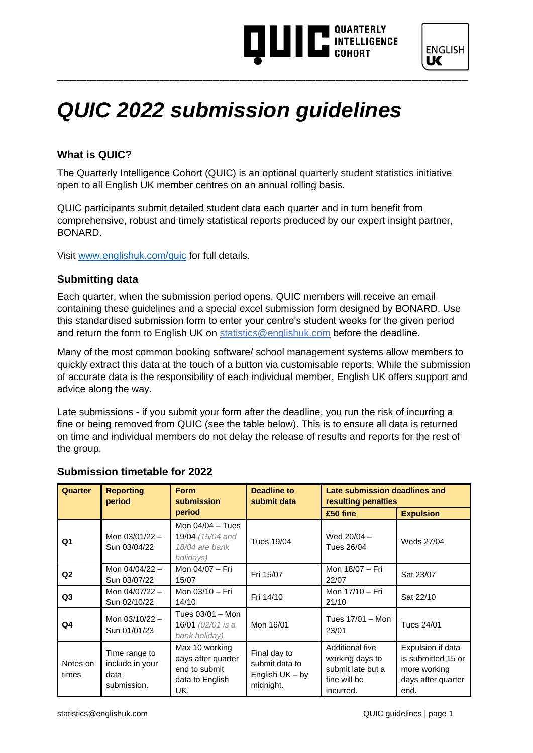# QUIC 2022 submission guidelines

### What is QUIC?

The Quarterly Intelligence Cohort (QUIC) is an optional quarterly student statistics initiative open to all English UK member centres on an annual rolling basis.

QUIC participants submit detailed student data each quarter and in turn benefit from comprehensive, robust and timely statistical reports produced by our expert insight partner, BONARD.

Visit [www.englishuk.com/quic](www.englishuk.com/quic) for full details.

### Submitting data

Each quarter, when the submission period opens, QUIC members will receive an email containing these guidelines and a special excel submission form designed by BONARD. Use this standardised submission form to enter your centre's student weeks for the given period and return the form to English UK on statistics@englishuk.com before the deadline.

Many of the most common booking software/ school management systems allow members to quickly extract this data at the touch of a button via customisable reports. While the submission of accurate data is the responsibility of each individual member, English UK offers support and advice along the way.

Late submissions - if you submit your form after the deadline, you run the risk of incurring a fine or being removed from QUIC (see the table below). This is to ensure all data is returned on time and individual members do not delay the release of results and reports for the rest of the group.

### Submission timetable for 2022

| Quarter | Reporting period | Form submission period | Deadline to submit data | Late submission deadlines and resulting penalties | |
|---|---|---|---|---|---|
| | | | | £50 fine | Expulsion |
| Q1 | Mon 03/01/22 – Sun 03/04/22 | Mon 04/04 – Tues 19/04 *(15/04 and 18/04 are bank holidays)* | Tues 19/04 | Wed 20/04 – Tues 26/04 | Weds 27/04 |
| Q2 | Mon 04/04/22 – Sun 03/07/22 | Mon 04/07 – Fri 15/07 | Fri 15/07 | Mon 18/07 – Fri 22/07 | Sat 23/07 |
| Q3 | Mon 04/07/22 – Sun 02/10/22 | Mon 03/10 – Fri 14/10 | Fri 14/10 | Mon 17/10 – Fri 21/10 | Sat 22/10 |
| Q4 | Mon 03/10/22 – Sun 01/01/23 | Tues 03/01 – Mon 16/01 *(02/01 is a bank holiday)* | Mon 16/01 | Tues 17/01 – Mon 23/01 | Tues 24/01 |
| Notes on times | Time range to include in your data submission. | Max 10 working days after quarter end to submit data to English UK. | Final day to submit data to English UK – by midnight. | Additional five working days to submit late but a fine will be incurred. | Expulsion if data is submitted 15 or more working days after quarter end. |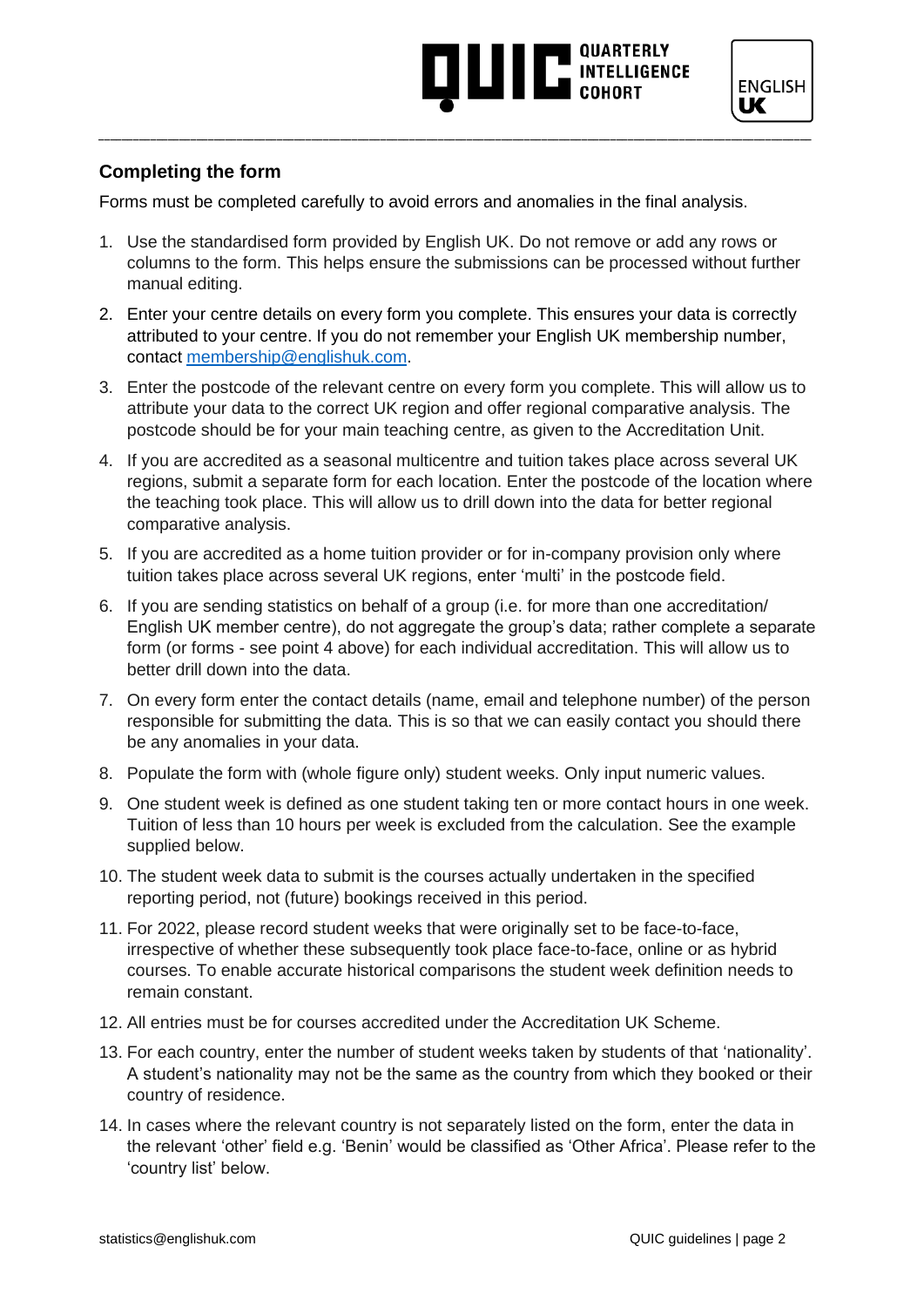## Completing the form

Forms must be completed carefully to avoid errors and anomalies in the final analysis.

1. Use the standardised form provided by English UK. Do not remove or add any rows or columns to the form. This helps ensure the submissions can be processed without further manual editing.
2. Enter your centre details on every form you complete. This ensures your data is correctly attributed to your centre. If you do not remember your English UK membership number, contact [membership@englishuk.com](mailto:membership@englishuk.com).
3. Enter the postcode of the relevant centre on every form you complete. This will allow us to attribute your data to the correct UK region and offer regional comparative analysis. The postcode should be for your main teaching centre, as given to the Accreditation Unit.
4. If you are accredited as a seasonal multicentre and tuition takes place across several UK regions, submit a separate form for each location. Enter the postcode of the location where the teaching took place. This will allow us to drill down into the data for better regional comparative analysis.
5. If you are accredited as a home tuition provider or for in-company provision only where tuition takes place across several UK regions, enter 'multi' in the postcode field.
6. If you are sending statistics on behalf of a group (i.e. for more than one accreditation/ English UK member centre), do not aggregate the group's data; rather complete a separate form (or forms - see point 4 above) for each individual accreditation. This will allow us to better drill down into the data.
7. On every form enter the contact details (name, email and telephone number) of the person responsible for submitting the data. This is so that we can easily contact you should there be any anomalies in your data.
8. Populate the form with (whole figure only) student weeks. Only input numeric values.
9. One student week is defined as one student taking ten or more contact hours in one week. Tuition of less than 10 hours per week is excluded from the calculation. See the example supplied below.
10. The student week data to submit is the courses actually undertaken in the specified reporting period, not (future) bookings received in this period.
11. For 2022, please record student weeks that were originally set to be face-to-face, irrespective of whether these subsequently took place face-to-face, online or as hybrid courses. To enable accurate historical comparisons the student week definition needs to remain constant.
12. All entries must be for courses accredited under the Accreditation UK Scheme.
13. For each country, enter the number of student weeks taken by students of that 'nationality'. A student's nationality may not be the same as the country from which they booked or their country of residence.
14. In cases where the relevant country is not separately listed on the form, enter the data in the relevant 'other' field e.g. 'Benin' would be classified as 'Other Africa'. Please refer to the 'country list' below.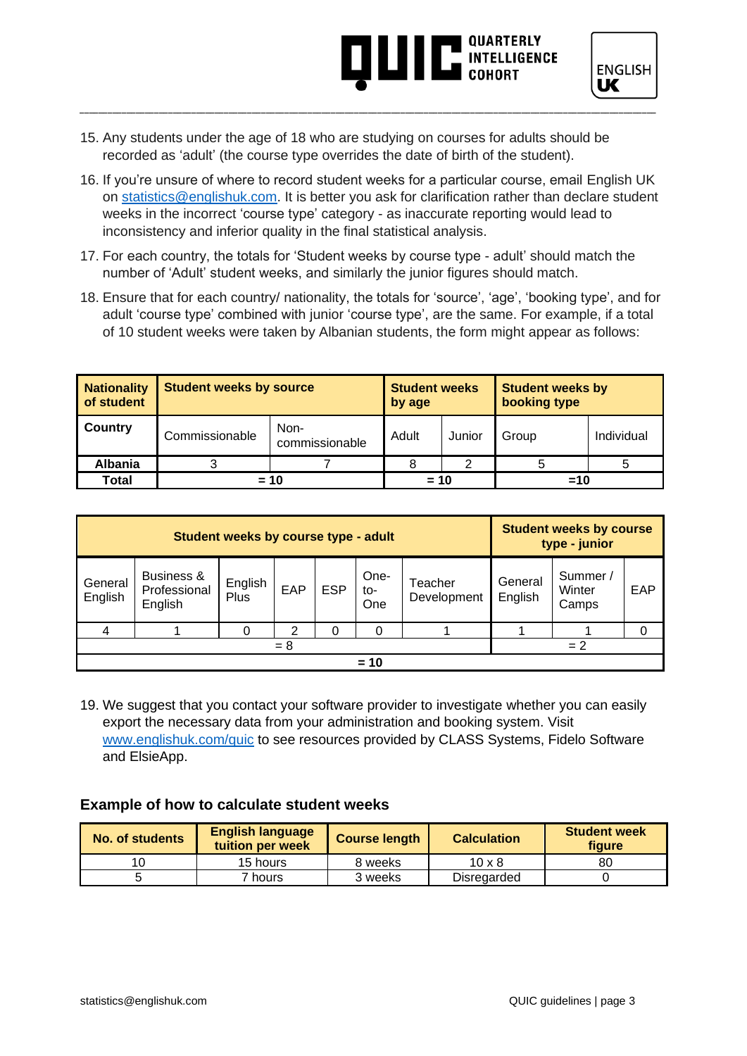15. Any students under the age of 18 who are studying on courses for adults should be recorded as 'adult' (the course type overrides the date of birth of the student).
16. If you're unsure of where to record student weeks for a particular course, email English UK on statistics@englishuk.com. It is better you ask for clarification rather than declare student weeks in the incorrect 'course type' category - as inaccurate reporting would lead to inconsistency and inferior quality in the final statistical analysis.
17. For each country, the totals for 'Student weeks by course type - adult' should match the number of 'Adult' student weeks, and similarly the junior figures should match.
18. Ensure that for each country/ nationality, the totals for 'source', 'age', 'booking type', and for adult 'course type' combined with junior 'course type', are the same. For example, if a total of 10 student weeks were taken by Albanian students, the form might appear as follows:

| **Nationality of student** | **Student weeks by source** | | **Student weeks by age** | | **Student weeks by booking type** | |
|---|---|---|---|---|---|---|
| **Country** | Commissionable | Non-commissionable | Adult | Junior | Group | Individual |
| **Albania** | 3 | 7 | 8 | 2 | 5 | 5 |
| **Total** | **= 10** | | **= 10** | | **=10** | |

| **Student weeks by course type - adult** | | | | | | | **Student weeks by course type - junior** | | |
|---|---|---|---|---|---|---|---|---|---|
| General English | Business & Professional English | English Plus | EAP | ESP | One-to-One | Teacher Development | General English | Summer / Winter Camps | EAP |
| 4 | 1 | 0 | 2 | 0 | 0 | 1 | 1 | 1 | 0 |
| = 8 | | | | | | | = 2 | | |
| **= 10** | | | | | | | | | |

19. We suggest that you contact your software provider to investigate whether you can easily export the necessary data from your administration and booking system. Visit www.englishuk.com/quic to see resources provided by CLASS Systems, Fidelo Software and ElsieApp.

### Example of how to calculate student weeks

| No. of students | English language tuition per week | Course length | Calculation | Student week figure |
|---|---|---|---|---|
| 10 | 15 hours | 8 weeks | 10 x 8 | 80 |
| 5 | 7 hours | 3 weeks | Disregarded | 0 |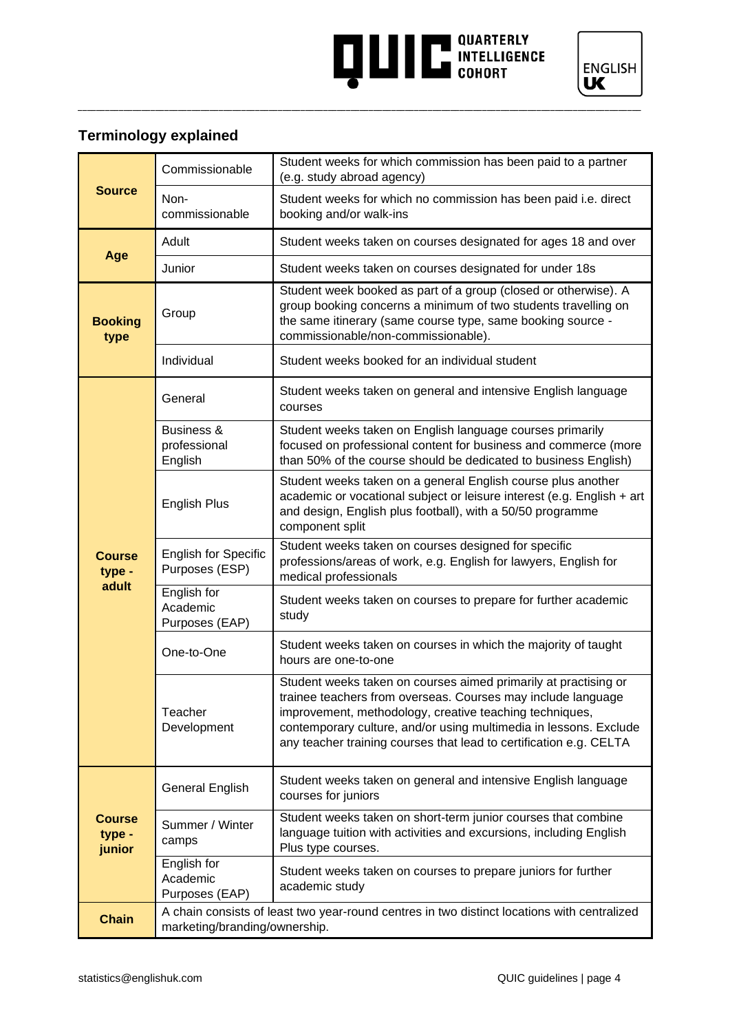## Terminology explained

| | | |
|---|---|---|
| **Source** | Commissionable | Student weeks for which commission has been paid to a partner (e.g. study abroad agency) |
| | Non-commissionable | Student weeks for which no commission has been paid i.e. direct booking and/or walk-ins |
| **Age** | Adult | Student weeks taken on courses designated for ages 18 and over |
| | Junior | Student weeks taken on courses designated for under 18s |
| **Booking type** | Group | Student week booked as part of a group (closed or otherwise). A group booking concerns a minimum of two students travelling on the same itinerary (same course type, same booking source - commissionable/non-commissionable). |
| | Individual | Student weeks booked for an individual student |
| **Course type - adult** | General | Student weeks taken on general and intensive English language courses |
| | Business & professional English | Student weeks taken on English language courses primarily focused on professional content for business and commerce (more than 50% of the course should be dedicated to business English) |
| | English Plus | Student weeks taken on a general English course plus another academic or vocational subject or leisure interest (e.g. English + art and design, English plus football), with a 50/50 programme component split |
| | English for Specific Purposes (ESP) | Student weeks taken on courses designed for specific professions/areas of work, e.g. English for lawyers, English for medical professionals |
| | English for Academic Purposes (EAP) | Student weeks taken on courses to prepare for further academic study |
| | One-to-One | Student weeks taken on courses in which the majority of taught hours are one-to-one |
| | Teacher Development | Student weeks taken on courses aimed primarily at practising or trainee teachers from overseas. Courses may include language improvement, methodology, creative teaching techniques, contemporary culture, and/or using multimedia in lessons. Exclude any teacher training courses that lead to certification e.g. CELTA |
| **Course type - junior** | General English | Student weeks taken on general and intensive English language courses for juniors |
| | Summer / Winter camps | Student weeks taken on short-term junior courses that combine language tuition with activities and excursions, including English Plus type courses. |
| | English for Academic Purposes (EAP) | Student weeks taken on courses to prepare juniors for further academic study |
| **Chain** | A chain consists of least two year-round centres in two distinct locations with centralized marketing/branding/ownership. | |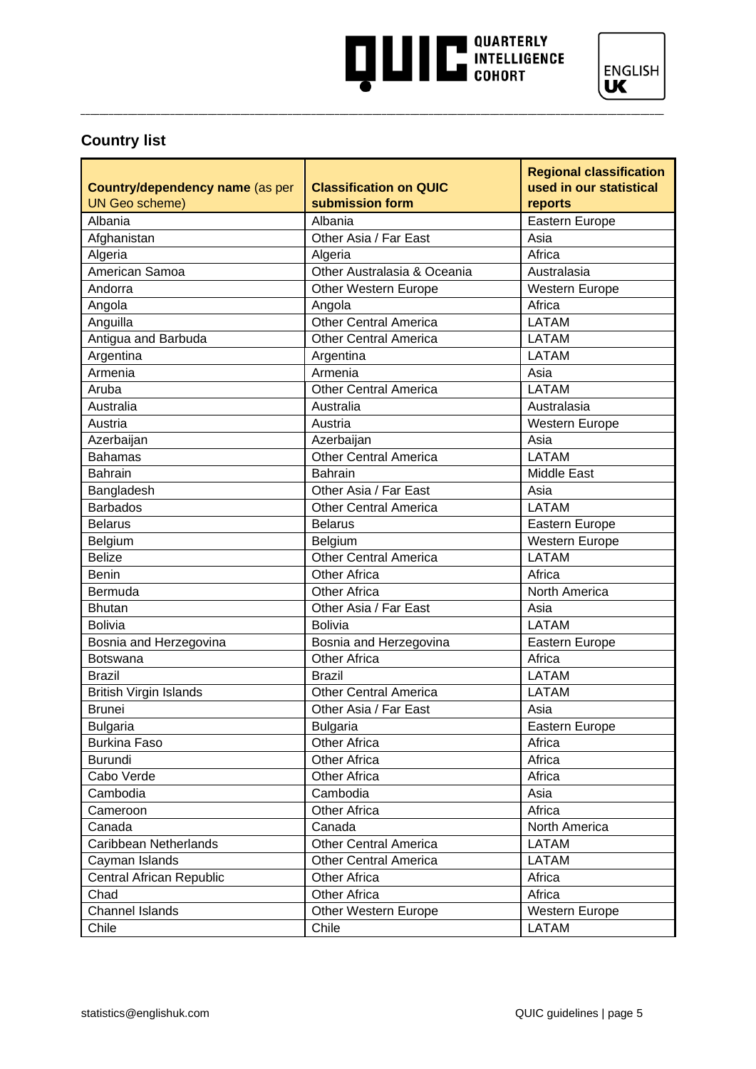## Country list

| **Country/dependency name** (as per UN Geo scheme) | **Classification on QUIC submission form** | **Regional classification used in our statistical reports** |
|---|---|---|
| Albania | Albania | Eastern Europe |
| Afghanistan | Other Asia / Far East | Asia |
| Algeria | Algeria | Africa |
| American Samoa | Other Australasia & Oceania | Australasia |
| Andorra | Other Western Europe | Western Europe |
| Angola | Angola | Africa |
| Anguilla | Other Central America | LATAM |
| Antigua and Barbuda | Other Central America | LATAM |
| Argentina | Argentina | LATAM |
| Armenia | Armenia | Asia |
| Aruba | Other Central America | LATAM |
| Australia | Australia | Australasia |
| Austria | Austria | Western Europe |
| Azerbaijan | Azerbaijan | Asia |
| Bahamas | Other Central America | LATAM |
| Bahrain | Bahrain | Middle East |
| Bangladesh | Other Asia / Far East | Asia |
| Barbados | Other Central America | LATAM |
| Belarus | Belarus | Eastern Europe |
| Belgium | Belgium | Western Europe |
| Belize | Other Central America | LATAM |
| Benin | Other Africa | Africa |
| Bermuda | Other Africa | North America |
| Bhutan | Other Asia / Far East | Asia |
| Bolivia | Bolivia | LATAM |
| Bosnia and Herzegovina | Bosnia and Herzegovina | Eastern Europe |
| Botswana | Other Africa | Africa |
| Brazil | Brazil | LATAM |
| British Virgin Islands | Other Central America | LATAM |
| Brunei | Other Asia / Far East | Asia |
| Bulgaria | Bulgaria | Eastern Europe |
| Burkina Faso | Other Africa | Africa |
| Burundi | Other Africa | Africa |
| Cabo Verde | Other Africa | Africa |
| Cambodia | Cambodia | Asia |
| Cameroon | Other Africa | Africa |
| Canada | Canada | North America |
| Caribbean Netherlands | Other Central America | LATAM |
| Cayman Islands | Other Central America | LATAM |
| Central African Republic | Other Africa | Africa |
| Chad | Other Africa | Africa |
| Channel Islands | Other Western Europe | Western Europe |
| Chile | Chile | LATAM |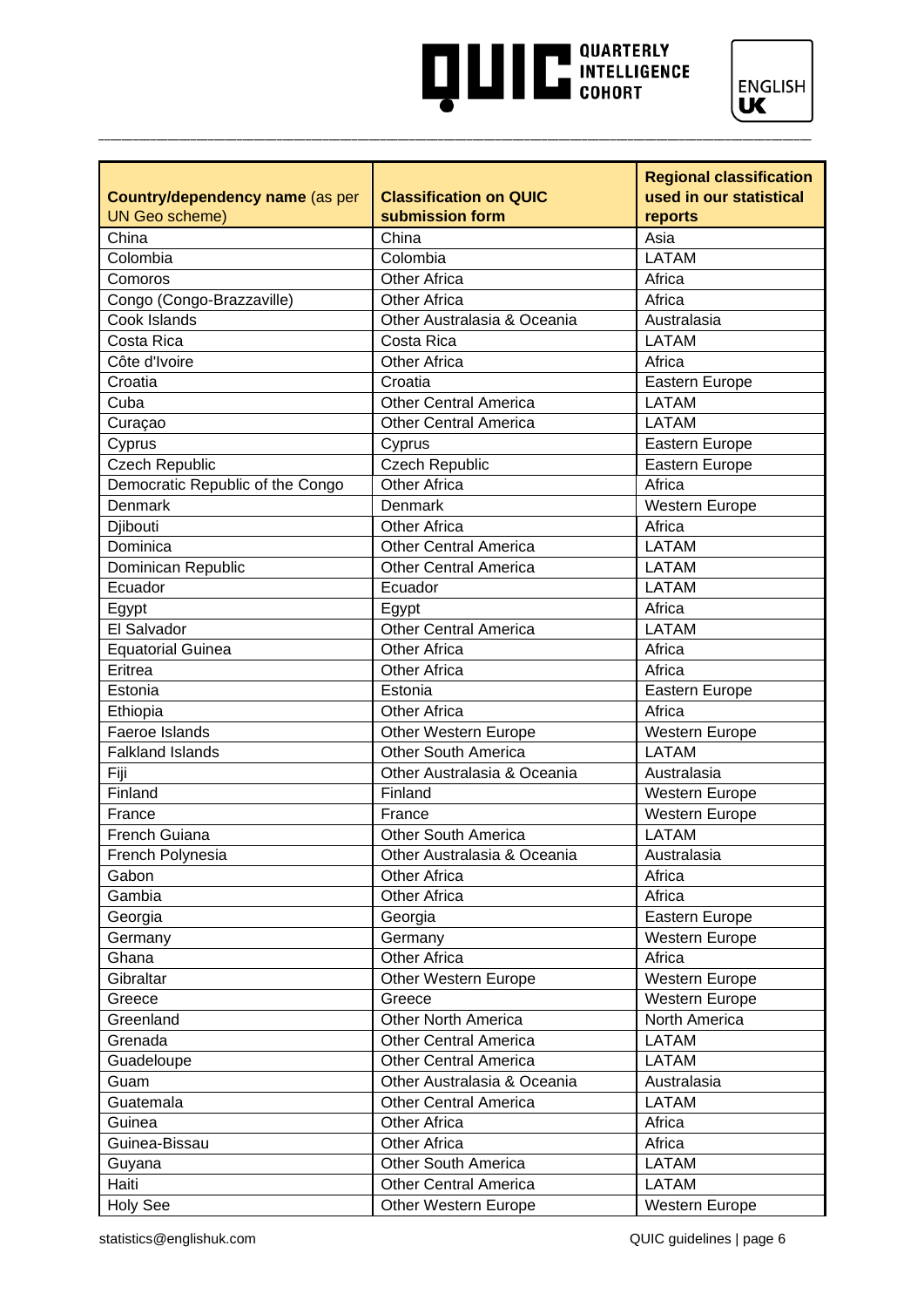| **Country/dependency name** (as per UN Geo scheme) | **Classification on QUIC submission form** | **Regional classification used in our statistical reports** |
|---|---|---|
| China | China | Asia |
| Colombia | Colombia | LATAM |
| Comoros | Other Africa | Africa |
| Congo (Congo-Brazzaville) | Other Africa | Africa |
| Cook Islands | Other Australasia & Oceania | Australasia |
| Costa Rica | Costa Rica | LATAM |
| Côte d'Ivoire | Other Africa | Africa |
| Croatia | Croatia | Eastern Europe |
| Cuba | Other Central America | LATAM |
| Curaçao | Other Central America | LATAM |
| Cyprus | Cyprus | Eastern Europe |
| Czech Republic | Czech Republic | Eastern Europe |
| Democratic Republic of the Congo | Other Africa | Africa |
| Denmark | Denmark | Western Europe |
| Djibouti | Other Africa | Africa |
| Dominica | Other Central America | LATAM |
| Dominican Republic | Other Central America | LATAM |
| Ecuador | Ecuador | LATAM |
| Egypt | Egypt | Africa |
| El Salvador | Other Central America | LATAM |
| Equatorial Guinea | Other Africa | Africa |
| Eritrea | Other Africa | Africa |
| Estonia | Estonia | Eastern Europe |
| Ethiopia | Other Africa | Africa |
| Faeroe Islands | Other Western Europe | Western Europe |
| Falkland Islands | Other South America | LATAM |
| Fiji | Other Australasia & Oceania | Australasia |
| Finland | Finland | Western Europe |
| France | France | Western Europe |
| French Guiana | Other South America | LATAM |
| French Polynesia | Other Australasia & Oceania | Australasia |
| Gabon | Other Africa | Africa |
| Gambia | Other Africa | Africa |
| Georgia | Georgia | Eastern Europe |
| Germany | Germany | Western Europe |
| Ghana | Other Africa | Africa |
| Gibraltar | Other Western Europe | Western Europe |
| Greece | Greece | Western Europe |
| Greenland | Other North America | North America |
| Grenada | Other Central America | LATAM |
| Guadeloupe | Other Central America | LATAM |
| Guam | Other Australasia & Oceania | Australasia |
| Guatemala | Other Central America | LATAM |
| Guinea | Other Africa | Africa |
| Guinea-Bissau | Other Africa | Africa |
| Guyana | Other South America | LATAM |
| Haiti | Other Central America | LATAM |
| Holy See | Other Western Europe | Western Europe |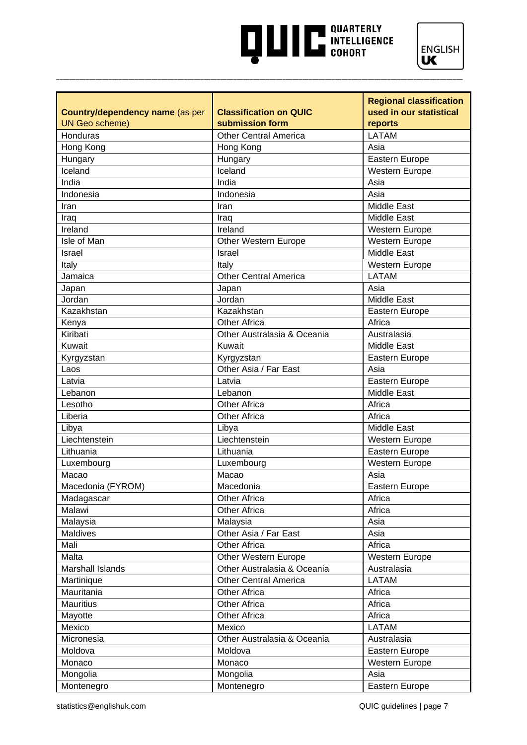| **Country/dependency name** (as per UN Geo scheme) | **Classification on QUIC submission form** | **Regional classification used in our statistical reports** |
|---|---|---|
| Honduras | Other Central America | LATAM |
| Hong Kong | Hong Kong | Asia |
| Hungary | Hungary | Eastern Europe |
| Iceland | Iceland | Western Europe |
| India | India | Asia |
| Indonesia | Indonesia | Asia |
| Iran | Iran | Middle East |
| Iraq | Iraq | Middle East |
| Ireland | Ireland | Western Europe |
| Isle of Man | Other Western Europe | Western Europe |
| Israel | Israel | Middle East |
| Italy | Italy | Western Europe |
| Jamaica | Other Central America | LATAM |
| Japan | Japan | Asia |
| Jordan | Jordan | Middle East |
| Kazakhstan | Kazakhstan | Eastern Europe |
| Kenya | Other Africa | Africa |
| Kiribati | Other Australasia & Oceania | Australasia |
| Kuwait | Kuwait | Middle East |
| Kyrgyzstan | Kyrgyzstan | Eastern Europe |
| Laos | Other Asia / Far East | Asia |
| Latvia | Latvia | Eastern Europe |
| Lebanon | Lebanon | Middle East |
| Lesotho | Other Africa | Africa |
| Liberia | Other Africa | Africa |
| Libya | Libya | Middle East |
| Liechtenstein | Liechtenstein | Western Europe |
| Lithuania | Lithuania | Eastern Europe |
| Luxembourg | Luxembourg | Western Europe |
| Macao | Macao | Asia |
| Macedonia (FYROM) | Macedonia | Eastern Europe |
| Madagascar | Other Africa | Africa |
| Malawi | Other Africa | Africa |
| Malaysia | Malaysia | Asia |
| Maldives | Other Asia / Far East | Asia |
| Mali | Other Africa | Africa |
| Malta | Other Western Europe | Western Europe |
| Marshall Islands | Other Australasia & Oceania | Australasia |
| Martinique | Other Central America | LATAM |
| Mauritania | Other Africa | Africa |
| Mauritius | Other Africa | Africa |
| Mayotte | Other Africa | Africa |
| Mexico | Mexico | LATAM |
| Micronesia | Other Australasia & Oceania | Australasia |
| Moldova | Moldova | Eastern Europe |
| Monaco | Monaco | Western Europe |
| Mongolia | Mongolia | Asia |
| Montenegro | Montenegro | Eastern Europe |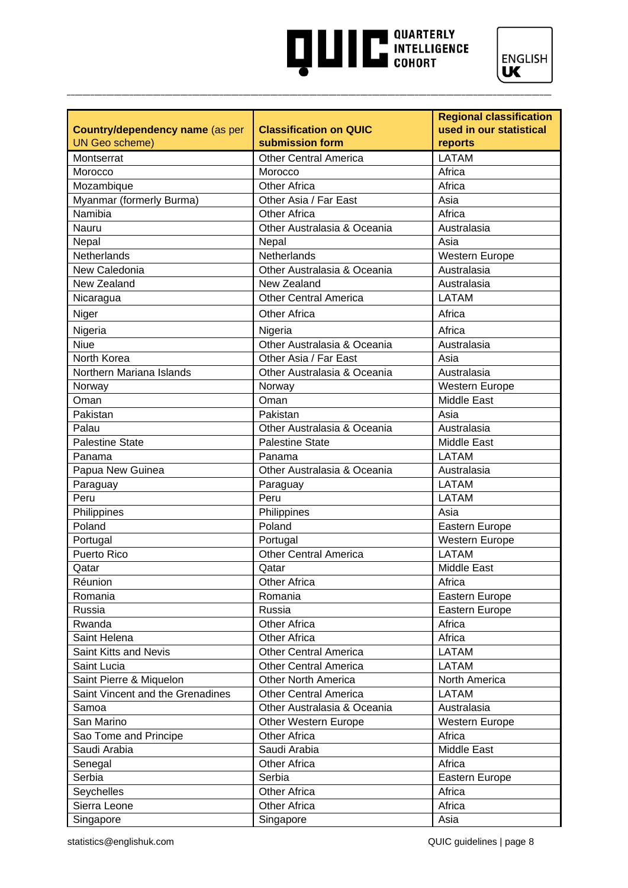| **Country/dependency name** (as per UN Geo scheme) | **Classification on QUIC submission form** | **Regional classification used in our statistical reports** |
|---|---|---|
| Montserrat | Other Central America | LATAM |
| Morocco | Morocco | Africa |
| Mozambique | Other Africa | Africa |
| Myanmar (formerly Burma) | Other Asia / Far East | Asia |
| Namibia | Other Africa | Africa |
| Nauru | Other Australasia & Oceania | Australasia |
| Nepal | Nepal | Asia |
| Netherlands | Netherlands | Western Europe |
| New Caledonia | Other Australasia & Oceania | Australasia |
| New Zealand | New Zealand | Australasia |
| Nicaragua | Other Central America | LATAM |
| Niger | Other Africa | Africa |
| Nigeria | Nigeria | Africa |
| Niue | Other Australasia & Oceania | Australasia |
| North Korea | Other Asia / Far East | Asia |
| Northern Mariana Islands | Other Australasia & Oceania | Australasia |
| Norway | Norway | Western Europe |
| Oman | Oman | Middle East |
| Pakistan | Pakistan | Asia |
| Palau | Other Australasia & Oceania | Australasia |
| Palestine State | Palestine State | Middle East |
| Panama | Panama | LATAM |
| Papua New Guinea | Other Australasia & Oceania | Australasia |
| Paraguay | Paraguay | LATAM |
| Peru | Peru | LATAM |
| Philippines | Philippines | Asia |
| Poland | Poland | Eastern Europe |
| Portugal | Portugal | Western Europe |
| Puerto Rico | Other Central America | LATAM |
| Qatar | Qatar | Middle East |
| Réunion | Other Africa | Africa |
| Romania | Romania | Eastern Europe |
| Russia | Russia | Eastern Europe |
| Rwanda | Other Africa | Africa |
| Saint Helena | Other Africa | Africa |
| Saint Kitts and Nevis | Other Central America | LATAM |
| Saint Lucia | Other Central America | LATAM |
| Saint Pierre & Miquelon | Other North America | North America |
| Saint Vincent and the Grenadines | Other Central America | LATAM |
| Samoa | Other Australasia & Oceania | Australasia |
| San Marino | Other Western Europe | Western Europe |
| Sao Tome and Principe | Other Africa | Africa |
| Saudi Arabia | Saudi Arabia | Middle East |
| Senegal | Other Africa | Africa |
| Serbia | Serbia | Eastern Europe |
| Seychelles | Other Africa | Africa |
| Sierra Leone | Other Africa | Africa |
| Singapore | Singapore | Asia |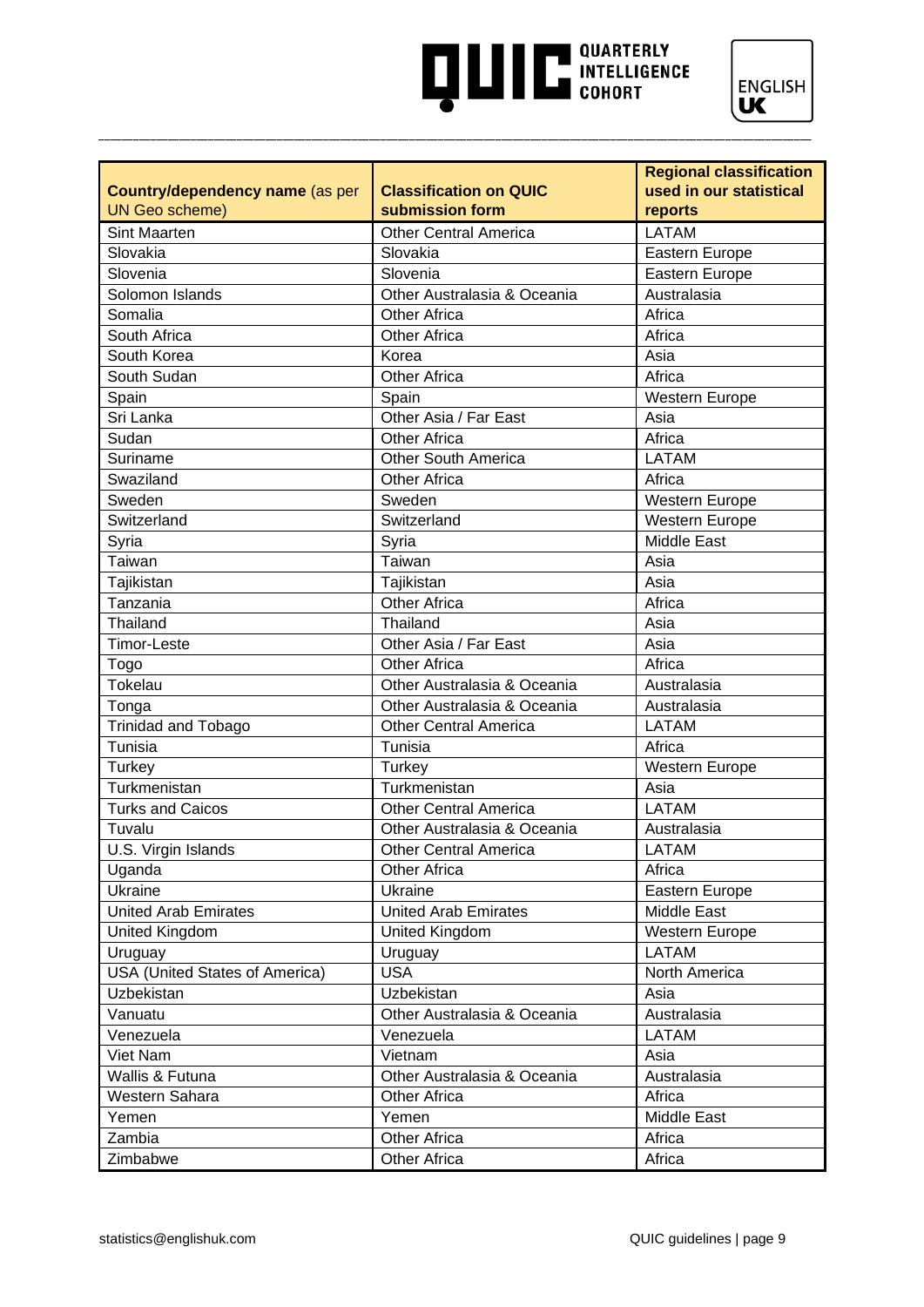| **Country/dependency name** (as per UN Geo scheme) | **Classification on QUIC submission form** | **Regional classification used in our statistical reports** |
|---|---|---|
| Sint Maarten | Other Central America | LATAM |
| Slovakia | Slovakia | Eastern Europe |
| Slovenia | Slovenia | Eastern Europe |
| Solomon Islands | Other Australasia & Oceania | Australasia |
| Somalia | Other Africa | Africa |
| South Africa | Other Africa | Africa |
| South Korea | Korea | Asia |
| South Sudan | Other Africa | Africa |
| Spain | Spain | Western Europe |
| Sri Lanka | Other Asia / Far East | Asia |
| Sudan | Other Africa | Africa |
| Suriname | Other South America | LATAM |
| Swaziland | Other Africa | Africa |
| Sweden | Sweden | Western Europe |
| Switzerland | Switzerland | Western Europe |
| Syria | Syria | Middle East |
| Taiwan | Taiwan | Asia |
| Tajikistan | Tajikistan | Asia |
| Tanzania | Other Africa | Africa |
| Thailand | Thailand | Asia |
| Timor-Leste | Other Asia / Far East | Asia |
| Togo | Other Africa | Africa |
| Tokelau | Other Australasia & Oceania | Australasia |
| Tonga | Other Australasia & Oceania | Australasia |
| Trinidad and Tobago | Other Central America | LATAM |
| Tunisia | Tunisia | Africa |
| Turkey | Turkey | Western Europe |
| Turkmenistan | Turkmenistan | Asia |
| Turks and Caicos | Other Central America | LATAM |
| Tuvalu | Other Australasia & Oceania | Australasia |
| U.S. Virgin Islands | Other Central America | LATAM |
| Uganda | Other Africa | Africa |
| Ukraine | Ukraine | Eastern Europe |
| United Arab Emirates | United Arab Emirates | Middle East |
| United Kingdom | United Kingdom | Western Europe |
| Uruguay | Uruguay | LATAM |
| USA (United States of America) | USA | North America |
| Uzbekistan | Uzbekistan | Asia |
| Vanuatu | Other Australasia & Oceania | Australasia |
| Venezuela | Venezuela | LATAM |
| Viet Nam | Vietnam | Asia |
| Wallis & Futuna | Other Australasia & Oceania | Australasia |
| Western Sahara | Other Africa | Africa |
| Yemen | Yemen | Middle East |
| Zambia | Other Africa | Africa |
| Zimbabwe | Other Africa | Africa |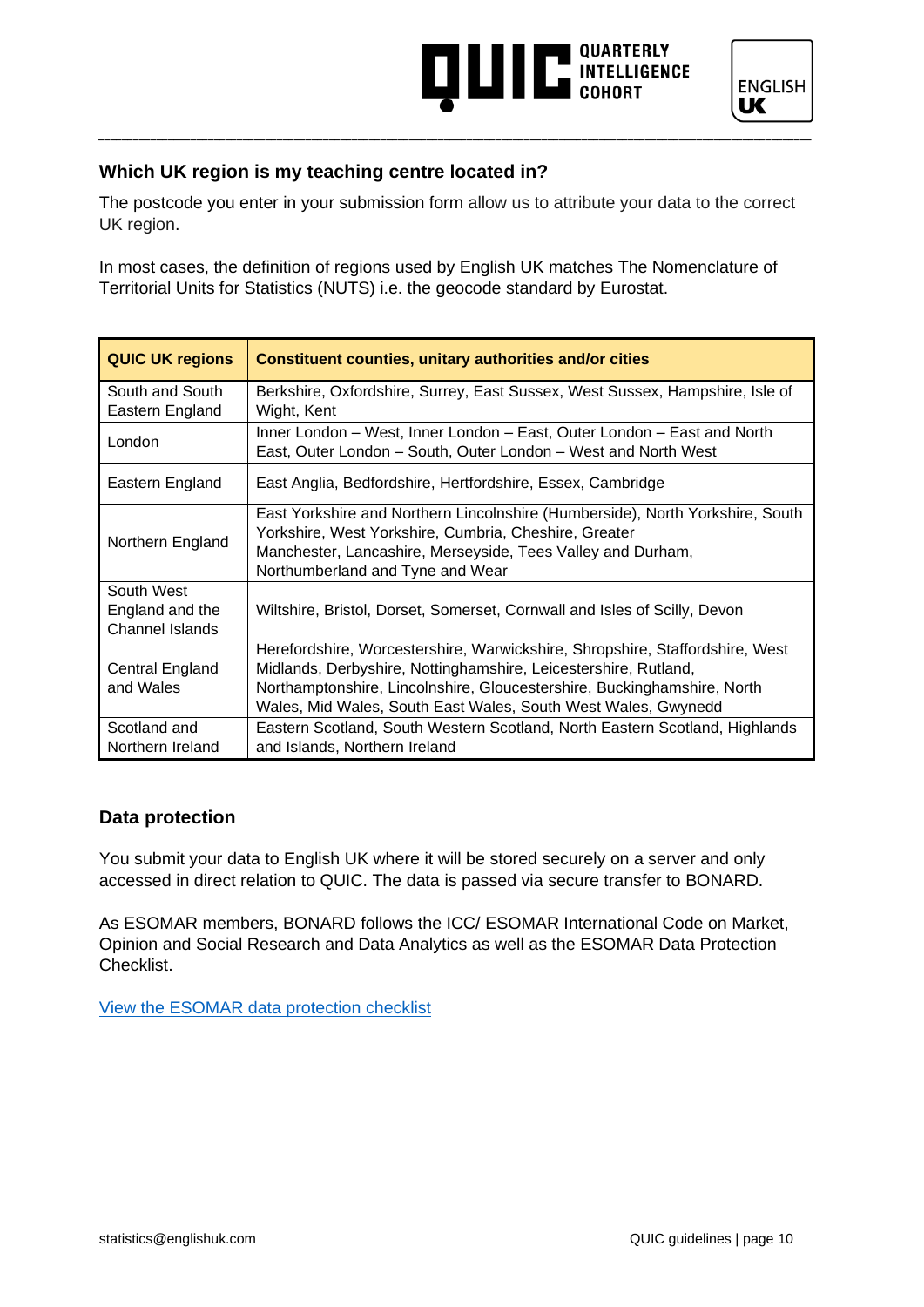## Which UK region is my teaching centre located in?

The postcode you enter in your submission form allow us to attribute your data to the correct UK region.

In most cases, the definition of regions used by English UK matches The Nomenclature of Territorial Units for Statistics (NUTS) i.e. the geocode standard by Eurostat.

| QUIC UK regions | Constituent counties, unitary authorities and/or cities |
|---|---|
| South and South Eastern England | Berkshire, Oxfordshire, Surrey, East Sussex, West Sussex, Hampshire, Isle of Wight, Kent |
| London | Inner London – West, Inner London – East, Outer London – East and North East, Outer London – South, Outer London – West and North West |
| Eastern England | East Anglia, Bedfordshire, Hertfordshire, Essex, Cambridge |
| Northern England | East Yorkshire and Northern Lincolnshire (Humberside), North Yorkshire, South Yorkshire, West Yorkshire, Cumbria, Cheshire, Greater Manchester, Lancashire, Merseyside, Tees Valley and Durham, Northumberland and Tyne and Wear |
| South West England and the Channel Islands | Wiltshire, Bristol, Dorset, Somerset, Cornwall and Isles of Scilly, Devon |
| Central England and Wales | Herefordshire, Worcestershire, Warwickshire, Shropshire, Staffordshire, West Midlands, Derbyshire, Nottinghamshire, Leicestershire, Rutland, Northamptonshire, Lincolnshire, Gloucestershire, Buckinghamshire, North Wales, Mid Wales, South East Wales, South West Wales, Gwynedd |
| Scotland and Northern Ireland | Eastern Scotland, South Western Scotland, North Eastern Scotland, Highlands and Islands, Northern Ireland |

## Data protection

You submit your data to English UK where it will be stored securely on a server and only accessed in direct relation to QUIC. The data is passed via secure transfer to BONARD.

As ESOMAR members, BONARD follows the ICC/ ESOMAR International Code on Market, Opinion and Social Research and Data Analytics as well as the ESOMAR Data Protection Checklist.

View the ESOMAR data protection checklist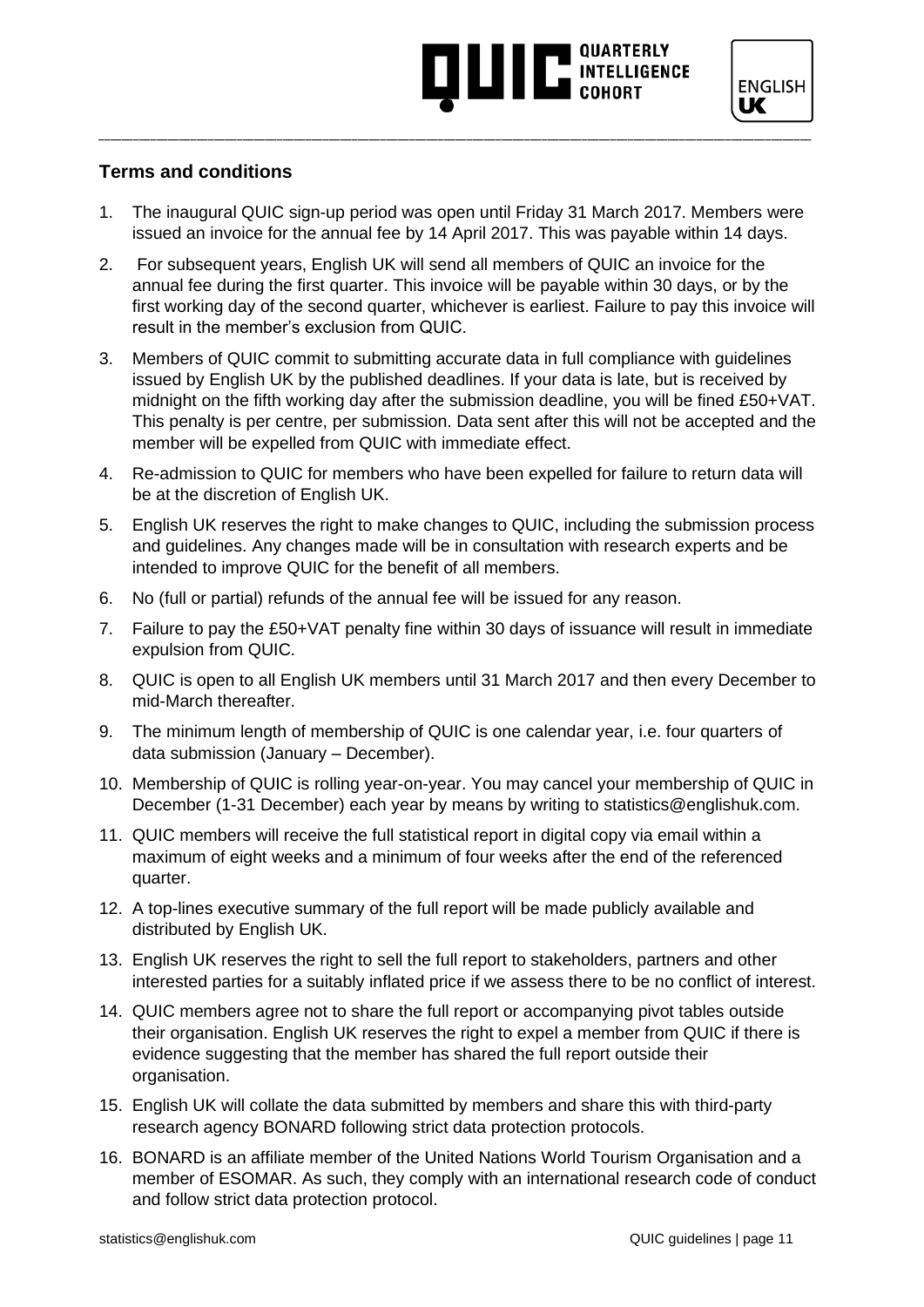## Terms and conditions

1. The inaugural QUIC sign-up period was open until Friday 31 March 2017. Members were issued an invoice for the annual fee by 14 April 2017. This was payable within 14 days.
2. For subsequent years, English UK will send all members of QUIC an invoice for the annual fee during the first quarter. This invoice will be payable within 30 days, or by the first working day of the second quarter, whichever is earliest. Failure to pay this invoice will result in the member's exclusion from QUIC.
3. Members of QUIC commit to submitting accurate data in full compliance with guidelines issued by English UK by the published deadlines. If your data is late, but is received by midnight on the fifth working day after the submission deadline, you will be fined £50+VAT. This penalty is per centre, per submission. Data sent after this will not be accepted and the member will be expelled from QUIC with immediate effect.
4. Re-admission to QUIC for members who have been expelled for failure to return data will be at the discretion of English UK.
5. English UK reserves the right to make changes to QUIC, including the submission process and guidelines. Any changes made will be in consultation with research experts and be intended to improve QUIC for the benefit of all members.
6. No (full or partial) refunds of the annual fee will be issued for any reason.
7. Failure to pay the £50+VAT penalty fine within 30 days of issuance will result in immediate expulsion from QUIC.
8. QUIC is open to all English UK members until 31 March 2017 and then every December to mid-March thereafter.
9. The minimum length of membership of QUIC is one calendar year, i.e. four quarters of data submission (January – December).
10. Membership of QUIC is rolling year-on-year. You may cancel your membership of QUIC in December (1-31 December) each year by means by writing to statistics@englishuk.com.
11. QUIC members will receive the full statistical report in digital copy via email within a maximum of eight weeks and a minimum of four weeks after the end of the referenced quarter.
12. A top-lines executive summary of the full report will be made publicly available and distributed by English UK.
13. English UK reserves the right to sell the full report to stakeholders, partners and other interested parties for a suitably inflated price if we assess there to be no conflict of interest.
14. QUIC members agree not to share the full report or accompanying pivot tables outside their organisation. English UK reserves the right to expel a member from QUIC if there is evidence suggesting that the member has shared the full report outside their organisation.
15. English UK will collate the data submitted by members and share this with third-party research agency BONARD following strict data protection protocols.
16. BONARD is an affiliate member of the United Nations World Tourism Organisation and a member of ESOMAR. As such, they comply with an international research code of conduct and follow strict data protection protocol.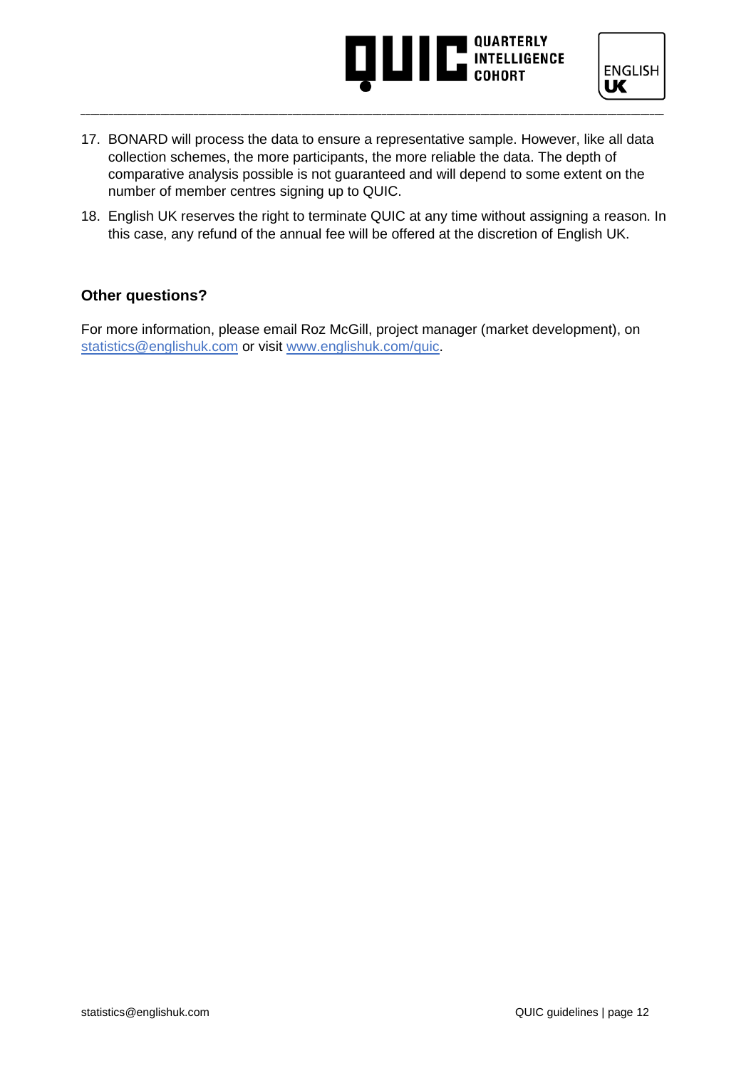17. BONARD will process the data to ensure a representative sample. However, like all data collection schemes, the more participants, the more reliable the data. The depth of comparative analysis possible is not guaranteed and will depend to some extent on the number of member centres signing up to QUIC.
18. English UK reserves the right to terminate QUIC at any time without assigning a reason. In this case, any refund of the annual fee will be offered at the discretion of English UK.

### Other questions?

For more information, please email Roz McGill, project manager (market development), on statistics@englishuk.com or visit www.englishuk.com/quic.